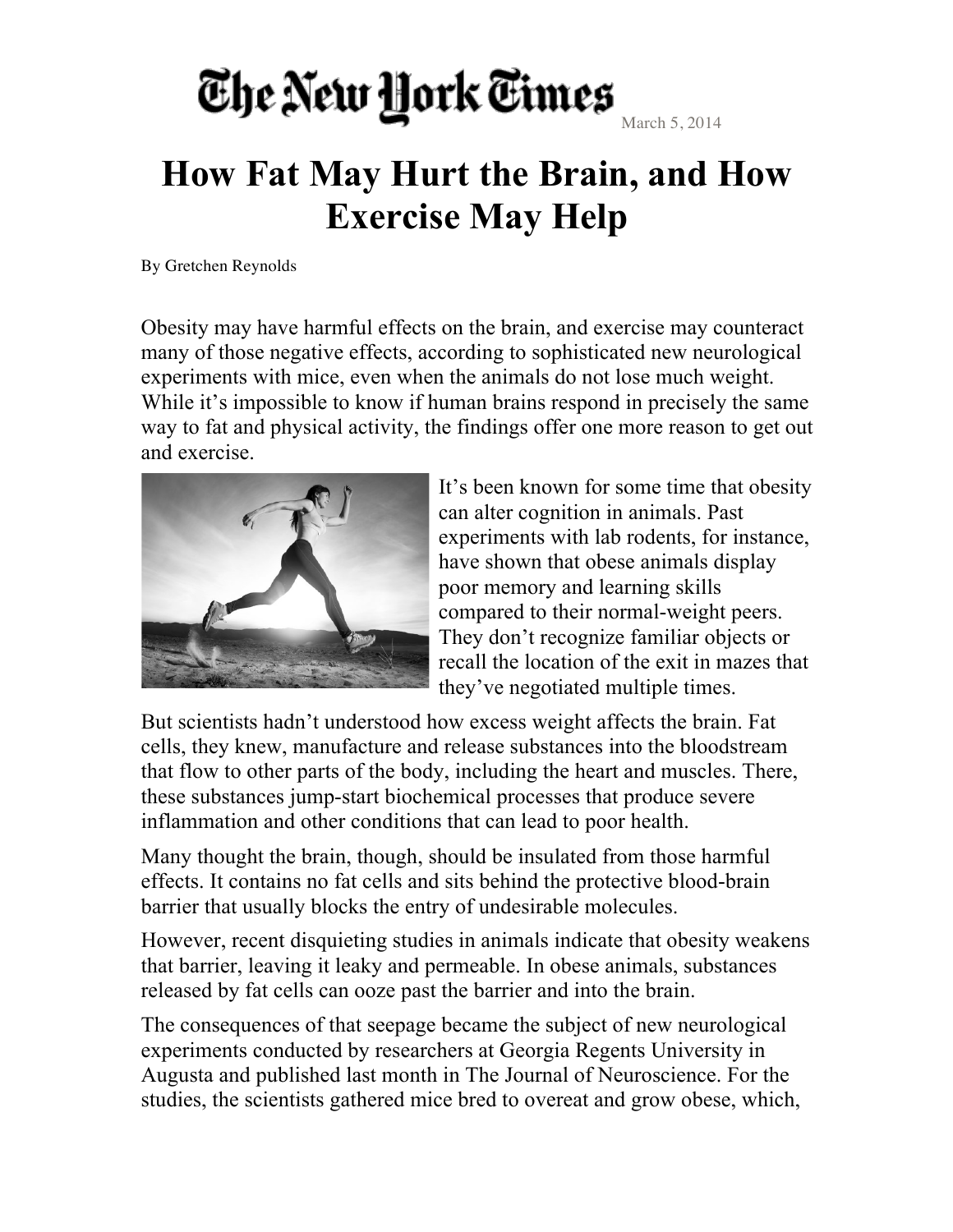The New York Times

March 5, 2014

# How Fat May Hurt the Brain, and How Exercise May Help

By Gretchen Reynolds

Obesity may have harmful effects on the brain, and exercise may counteract many of those negative effects, according to sophisticated new neurological experiments with mice, even when the animals do not lose much weight. While it's impossible to know if human brains respond in precisely the same way to fat and physical activity, the findings offer one more reason to get out and exercise.

It's been known for some time that obesity can alter cognition in animals. Past experiments with lab rodents, for instance, have shown that obese animals display poor memory and learning skills compared to their normal-weight peers. They don't recognize familiar objects or recall the location of the exit in mazes that they've negotiated multiple times.

But scientists hadn't understood how excess weight affects the brain. Fat cells, they knew, manufacture and release substances into the bloodstream that flow to other parts of the body, including the heart and muscles. There, these substances jump-start biochemical processes that produce severe inflammation and other conditions that can lead to poor health.

Many thought the brain, though, should be insulated from those harmful effects. It contains no fat cells and sits behind the protective blood-brain barrier that usually blocks the entry of undesirable molecules.

However, recent disquieting studies in animals indicate that obesity weakens that barrier, leaving it leaky and permeable. In obese animals, substances released by fat cells can ooze past the barrier and into the brain.

The consequences of that seepage became the subject of new neurological experiments conducted by researchers at Georgia Regents University in Augusta and published last month in The Journal of Neuroscience. For the studies, the scientists gathered mice bred to overeat and grow obese, which,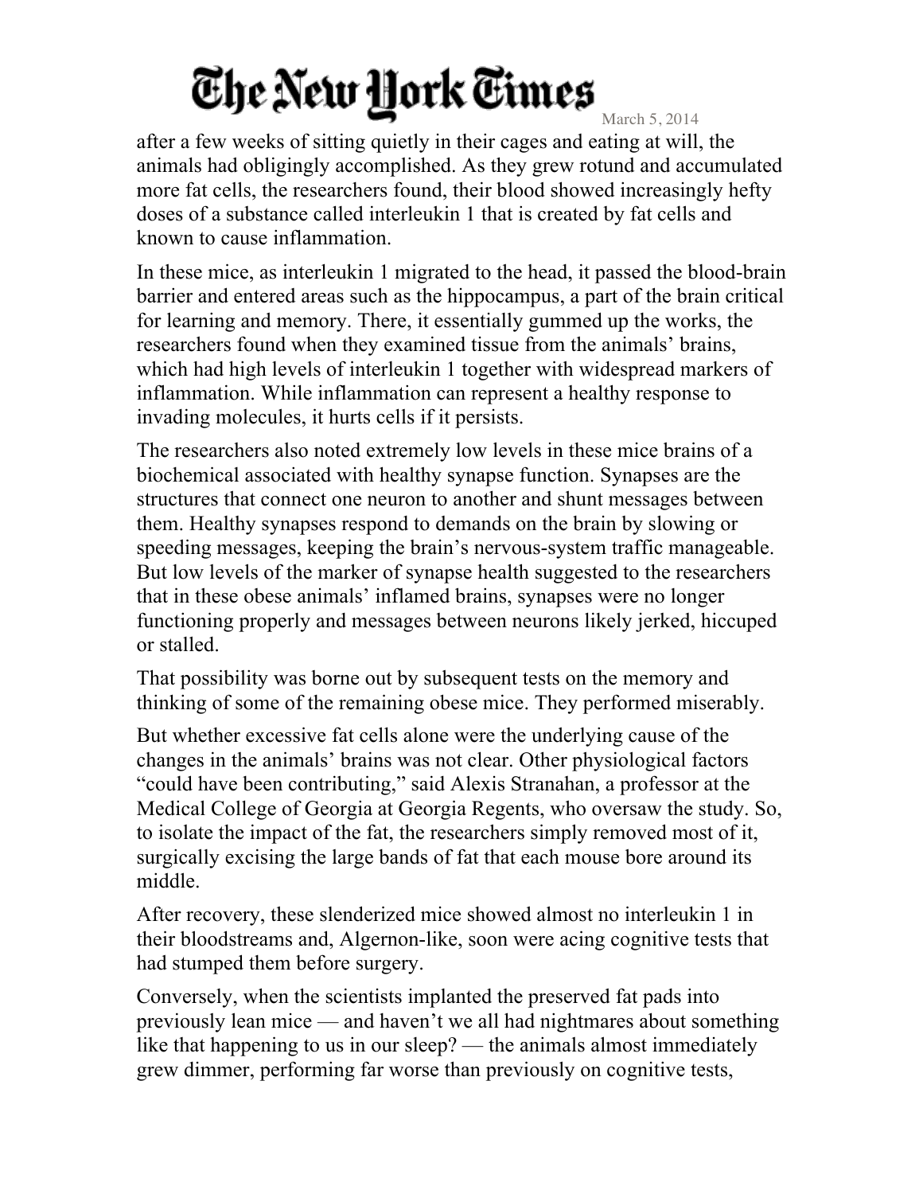after a few weeks of sitting quietly in their cages and eating at will, the animals had obligingly accomplished. As they grew rotund and accumulated more fat cells, the researchers found, their blood showed increasingly hefty doses of a substance called interleukin 1 that is created by fat cells and known to cause inflammation.

In these mice, as interleukin 1 migrated to the head, it passed the blood-brain barrier and entered areas such as the hippocampus, a part of the brain critical for learning and memory. There, it essentially gummed up the works, the researchers found when they examined tissue from the animals' brains, which had high levels of interleukin 1 together with widespread markers of inflammation. While inflammation can represent a healthy response to invading molecules, it hurts cells if it persists.

The researchers also noted extremely low levels in these mice brains of a biochemical associated with healthy synapse function. Synapses are the structures that connect one neuron to another and shunt messages between them. Healthy synapses respond to demands on the brain by slowing or speeding messages, keeping the brain's nervous-system traffic manageable. But low levels of the marker of synapse health suggested to the researchers that in these obese animals' inflamed brains, synapses were no longer functioning properly and messages between neurons likely jerked, hiccuped or stalled.

That possibility was borne out by subsequent tests on the memory and thinking of some of the remaining obese mice. They performed miserably.

But whether excessive fat cells alone were the underlying cause of the changes in the animals' brains was not clear. Other physiological factors "could have been contributing," said Alexis Stranahan, a professor at the Medical College of Georgia at Georgia Regents, who oversaw the study. So, to isolate the impact of the fat, the researchers simply removed most of it, surgically excising the large bands of fat that each mouse bore around its middle.

After recovery, these slenderized mice showed almost no interleukin 1 in their bloodstreams and, Algernon-like, soon were acing cognitive tests that had stumped them before surgery.

Conversely, when the scientists implanted the preserved fat pads into previously lean mice — and haven't we all had nightmares about something like that happening to us in our sleep? — the animals almost immediately grew dimmer, performing far worse than previously on cognitive tests,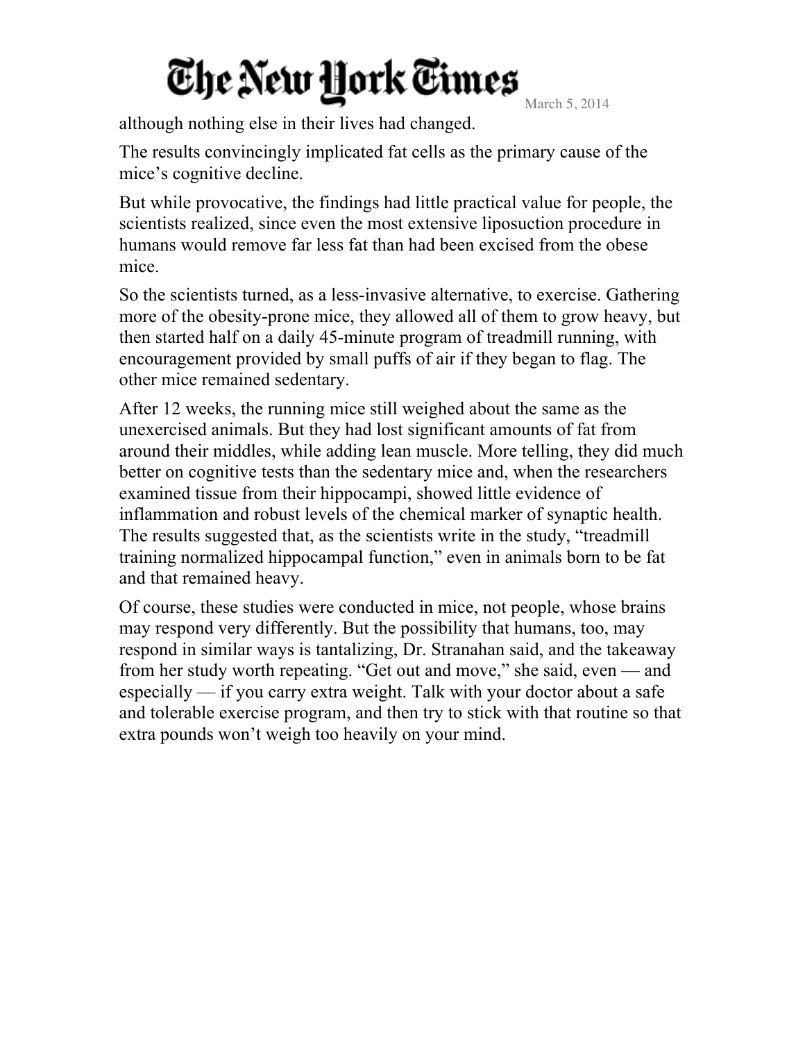although nothing else in their lives had changed.

The results convincingly implicated fat cells as the primary cause of the mice's cognitive decline.

But while provocative, the findings had little practical value for people, the scientists realized, since even the most extensive liposuction procedure in humans would remove far less fat than had been excised from the obese mice.

So the scientists turned, as a less-invasive alternative, to exercise. Gathering more of the obesity-prone mice, they allowed all of them to grow heavy, but then started half on a daily 45-minute program of treadmill running, with encouragement provided by small puffs of air if they began to flag. The other mice remained sedentary.

After 12 weeks, the running mice still weighed about the same as the unexercised animals. But they had lost significant amounts of fat from around their middles, while adding lean muscle. More telling, they did much better on cognitive tests than the sedentary mice and, when the researchers examined tissue from their hippocampi, showed little evidence of inflammation and robust levels of the chemical marker of synaptic health. The results suggested that, as the scientists write in the study, "treadmill training normalized hippocampal function," even in animals born to be fat and that remained heavy.

Of course, these studies were conducted in mice, not people, whose brains may respond very differently. But the possibility that humans, too, may respond in similar ways is tantalizing, Dr. Stranahan said, and the takeaway from her study worth repeating. "Get out and move," she said, even — and especially — if you carry extra weight. Talk with your doctor about a safe and tolerable exercise program, and then try to stick with that routine so that extra pounds won't weigh too heavily on your mind.